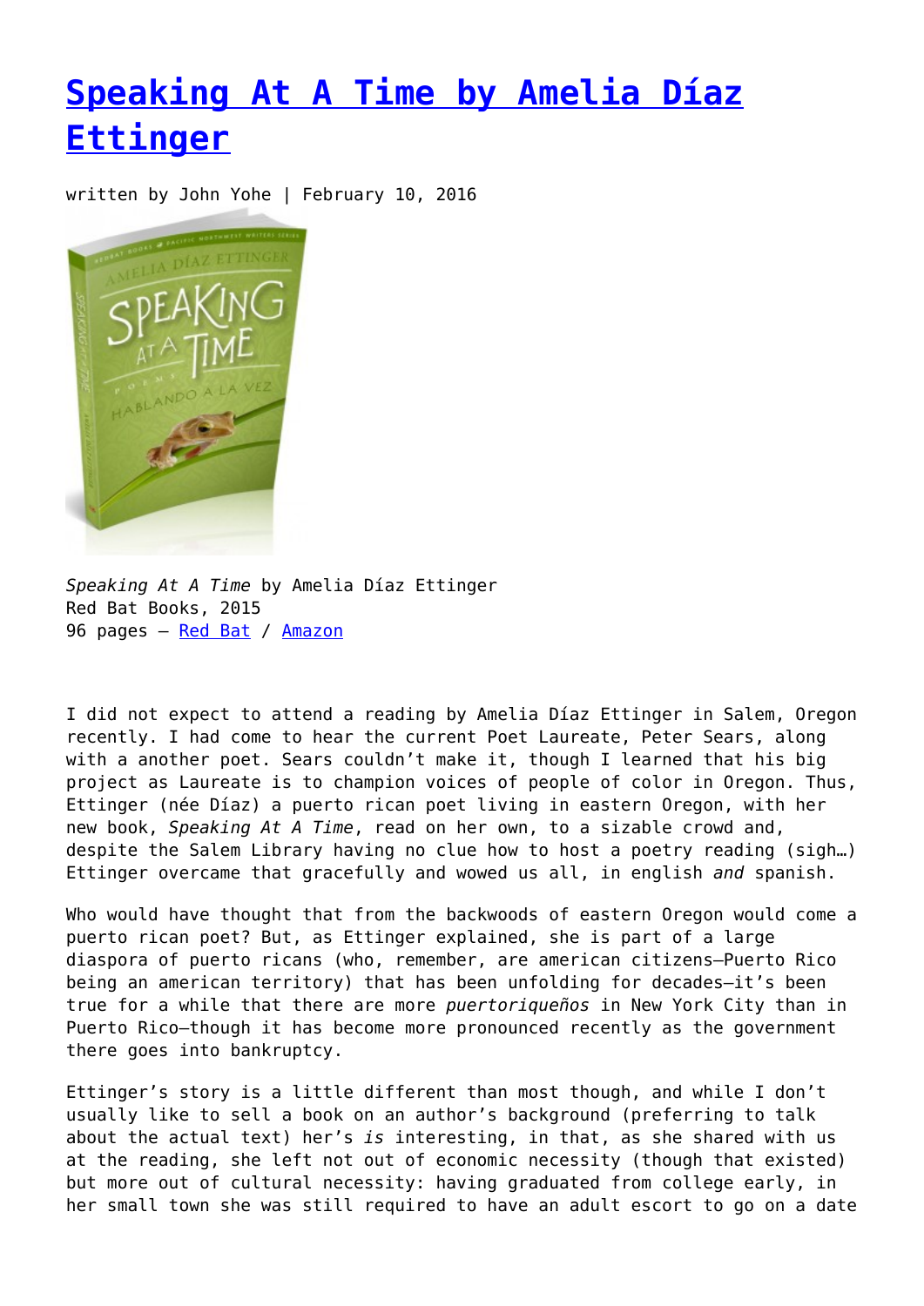# [Speaking At A Time by Amelia Díaz Ettinger]()

written by John Yohe | February 10, 2016

*Speaking At A Time* by Amelia Díaz Ettinger
Red Bat Books, 2015
96 pages – [Red Bat]() / [Amazon]()

I did not expect to attend a reading by Amelia Díaz Ettinger in Salem, Oregon recently. I had come to hear the current Poet Laureate, Peter Sears, along with a another poet. Sears couldn't make it, though I learned that his big project as Laureate is to champion voices of people of color in Oregon. Thus, Ettinger (née Díaz) a puerto rican poet living in eastern Oregon, with her new book, *Speaking At A Time*, read on her own, to a sizable crowd and, despite the Salem Library having no clue how to host a poetry reading (sigh…) Ettinger overcame that gracefully and wowed us all, in english *and* spanish.

Who would have thought that from the backwoods of eastern Oregon would come a puerto rican poet? But, as Ettinger explained, she is part of a large diaspora of puerto ricans (who, remember, are american citizens—Puerto Rico being an american territory) that has been unfolding for decades—it's been true for a while that there are more *puertoriqueños* in New York City than in Puerto Rico—though it has become more pronounced recently as the government there goes into bankruptcy.

Ettinger's story is a little different than most though, and while I don't usually like to sell a book on an author's background (preferring to talk about the actual text) her's *is* interesting, in that, as she shared with us at the reading, she left not out of economic necessity (though that existed) but more out of cultural necessity: having graduated from college early, in her small town she was still required to have an adult escort to go on a date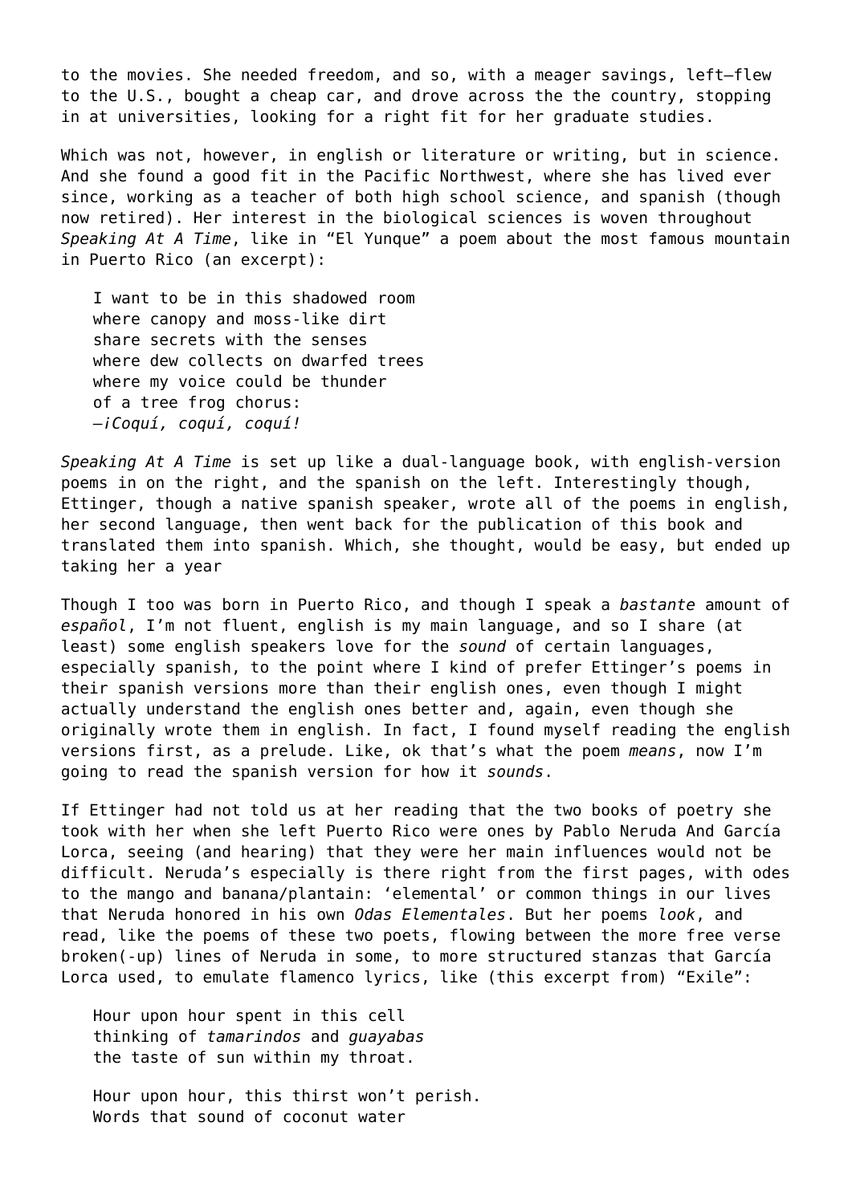to the movies. She needed freedom, and so, with a meager savings, left—flew to the U.S., bought a cheap car, and drove across the the country, stopping in at universities, looking for a right fit for her graduate studies.

Which was not, however, in english or literature or writing, but in science. And she found a good fit in the Pacific Northwest, where she has lived ever since, working as a teacher of both high school science, and spanish (though now retired). Her interest in the biological sciences is woven throughout *Speaking At A Time*, like in "El Yunque" a poem about the most famous mountain in Puerto Rico (an excerpt):

> I want to be in this shadowed room
> where canopy and moss-like dirt
> share secrets with the senses
> where dew collects on dwarfed trees
> where my voice could be thunder
> of a tree frog chorus:
> —*¡Coquí, coquí, coquí!*

*Speaking At A Time* is set up like a dual-language book, with english-version poems in on the right, and the spanish on the left. Interestingly though, Ettinger, though a native spanish speaker, wrote all of the poems in english, her second language, then went back for the publication of this book and translated them into spanish. Which, she thought, would be easy, but ended up taking her a year

Though I too was born in Puerto Rico, and though I speak a *bastante* amount of *español*, I'm not fluent, english is my main language, and so I share (at least) some english speakers love for the *sound* of certain languages, especially spanish, to the point where I kind of prefer Ettinger's poems in their spanish versions more than their english ones, even though I might actually understand the english ones better and, again, even though she originally wrote them in english. In fact, I found myself reading the english versions first, as a prelude. Like, ok that's what the poem *means*, now I'm going to read the spanish version for how it *sounds*.

If Ettinger had not told us at her reading that the two books of poetry she took with her when she left Puerto Rico were ones by Pablo Neruda And García Lorca, seeing (and hearing) that they were her main influences would not be difficult. Neruda's especially is there right from the first pages, with odes to the mango and banana/plantain: 'elemental' or common things in our lives that Neruda honored in his own *Odas Elementales*. But her poems *look*, and read, like the poems of these two poets, flowing between the more free verse broken(-up) lines of Neruda in some, to more structured stanzas that García Lorca used, to emulate flamenco lyrics, like (this excerpt from) "Exile":

> Hour upon hour spent in this cell
> thinking of *tamarindos* and *guayabas*
> the taste of sun within my throat.
>
> Hour upon hour, this thirst won't perish.
> Words that sound of coconut water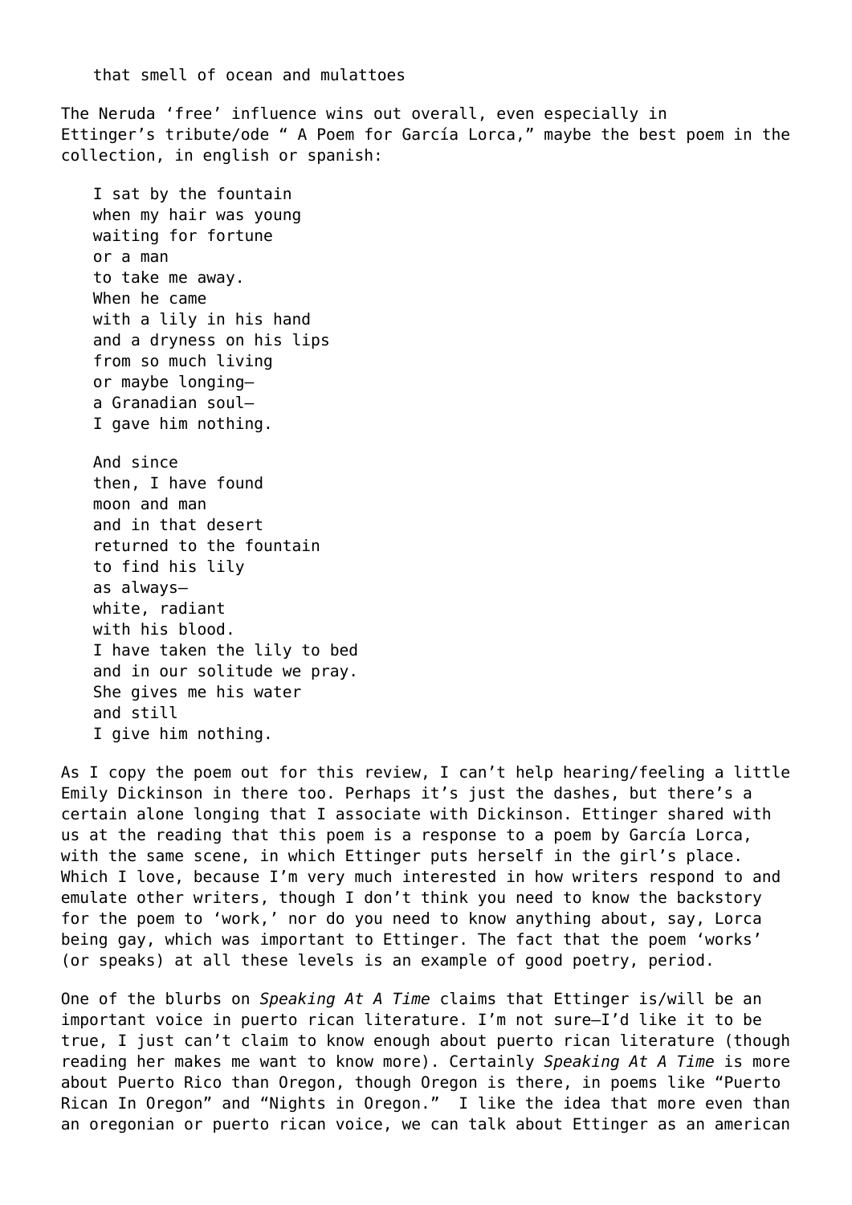> that smell of ocean and mulattoes

The Neruda 'free' influence wins out overall, even especially in Ettinger's tribute/ode " A Poem for García Lorca," maybe the best poem in the collection, in english or spanish:

> I sat by the fountain  
> when my hair was young  
> waiting for fortune  
> or a man  
> to take me away.  
> When he came  
> with a lily in his hand  
> and a dryness on his lips  
> from so much living  
> or maybe longing—  
> a Granadian soul—  
> I gave him nothing.
>
> And since  
> then, I have found  
> moon and man  
> and in that desert  
> returned to the fountain  
> to find his lily  
> as always—  
> white, radiant  
> with his blood.  
> I have taken the lily to bed  
> and in our solitude we pray.  
> She gives me his water  
> and still  
> I give him nothing.

As I copy the poem out for this review, I can't help hearing/feeling a little Emily Dickinson in there too. Perhaps it's just the dashes, but there's a certain alone longing that I associate with Dickinson. Ettinger shared with us at the reading that this poem is a response to a poem by García Lorca, with the same scene, in which Ettinger puts herself in the girl's place. Which I love, because I'm very much interested in how writers respond to and emulate other writers, though I don't think you need to know the backstory for the poem to 'work,' nor do you need to know anything about, say, Lorca being gay, which was important to Ettinger. The fact that the poem 'works' (or speaks) at all these levels is an example of good poetry, period.

One of the blurbs on *Speaking At A Time* claims that Ettinger is/will be an important voice in puerto rican literature. I'm not sure—I'd like it to be true, I just can't claim to know enough about puerto rican literature (though reading her makes me want to know more). Certainly *Speaking At A Time* is more about Puerto Rico than Oregon, though Oregon is there, in poems like "Puerto Rican In Oregon" and "Nights in Oregon." I like the idea that more even than an oregonian or puerto rican voice, we can talk about Ettinger as an american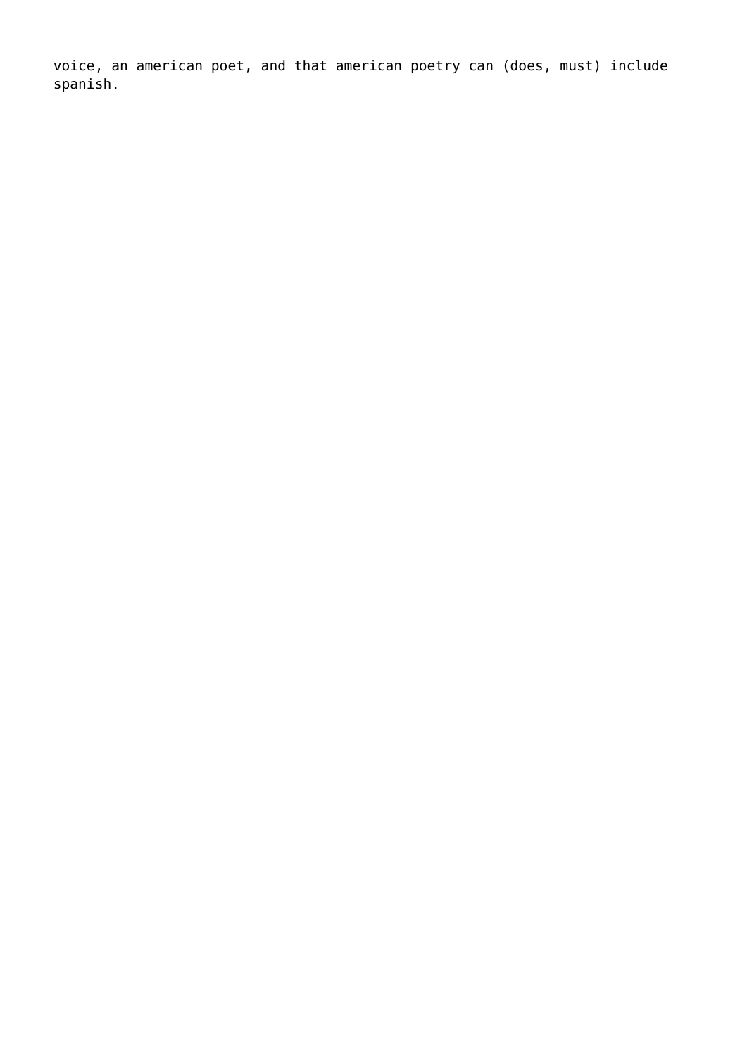voice, an american poet, and that american poetry can (does, must) include spanish.